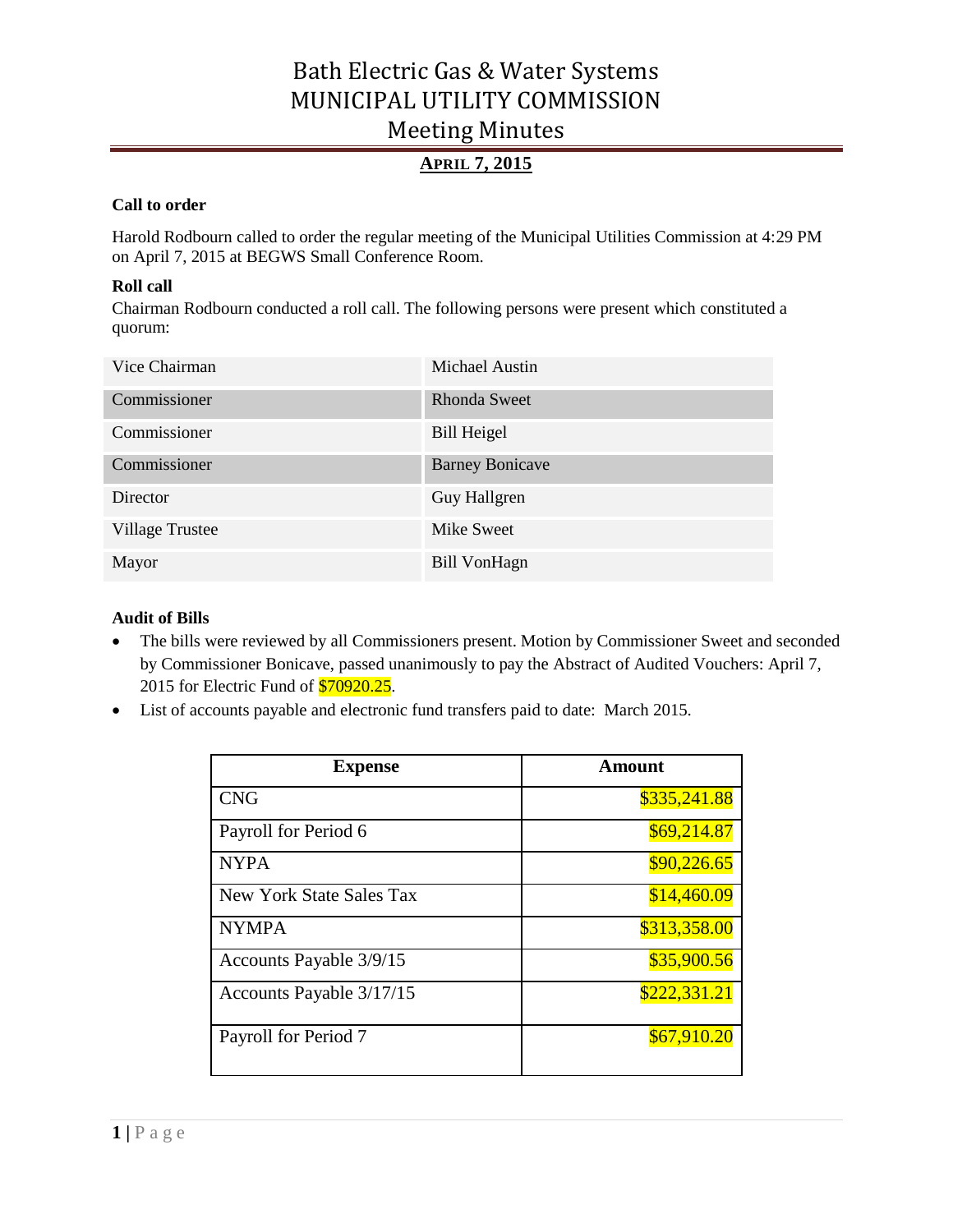# Bath Electric Gas & Water Systems
# MUNICIPAL UTILITY COMMISSION
# Meeting Minutes

## APRIL 7, 2015

### Call to order

Harold Rodbourn called to order the regular meeting of the Municipal Utilities Commission at 4:29 PM on April 7, 2015 at BEGWS Small Conference Room.

### Roll call

Chairman Rodbourn conducted a roll call. The following persons were present which constituted a quorum:

| | |
|---|---|
| Vice Chairman | Michael Austin |
| Commissioner | Rhonda Sweet |
| Commissioner | Bill Heigel |
| Commissioner | Barney Bonicave |
| Director | Guy Hallgren |
| Village Trustee | Mike Sweet |
| Mayor | Bill VonHagn |

### Audit of Bills

- The bills were reviewed by all Commissioners present. Motion by Commissioner Sweet and seconded by Commissioner Bonicave, passed unanimously to pay the Abstract of Audited Vouchers: April 7, 2015 for Electric Fund of $70920.25.
- List of accounts payable and electronic fund transfers paid to date: March 2015.

| Expense | Amount |
|---|---:|
| CNG | $335,241.88 |
| Payroll for Period 6 | $69,214.87 |
| NYPA | $90,226.65 |
| New York State Sales Tax | $14,460.09 |
| NYMPA | $313,358.00 |
| Accounts Payable 3/9/15 | $35,900.56 |
| Accounts Payable 3/17/15 | $222,331.21 |
| Payroll for Period 7 | $67,910.20 |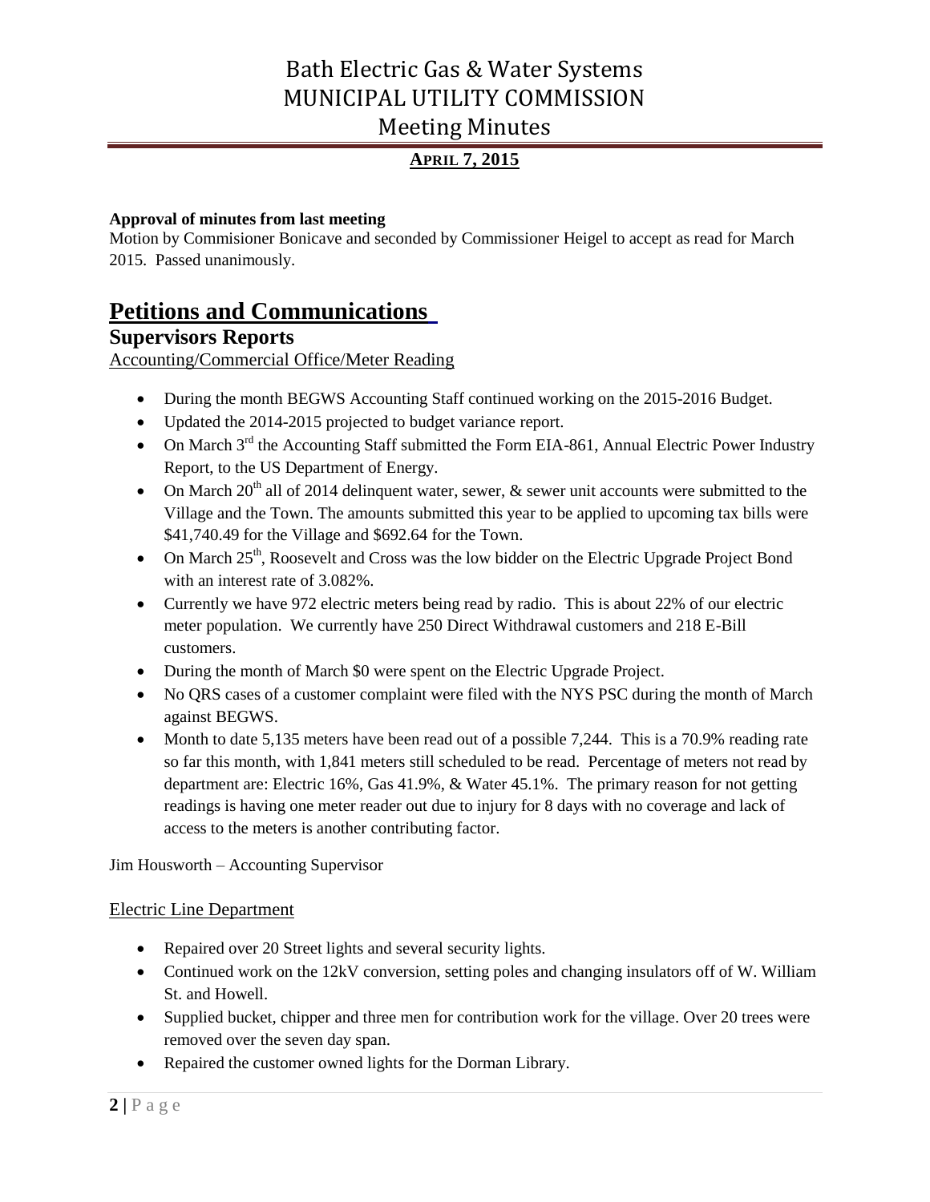# Bath Electric Gas & Water Systems
# MUNICIPAL UTILITY COMMISSION
# Meeting Minutes

**APRIL 7, 2015**

**Approval of minutes from last meeting**

Motion by Commisioner Bonicave and seconded by Commissioner Heigel to accept as read for March 2015. Passed unanimously.

## Petitions and Communications

### Supervisors Reports

Accounting/Commercial Office/Meter Reading

- During the month BEGWS Accounting Staff continued working on the 2015-2016 Budget.
- Updated the 2014-2015 projected to budget variance report.
- On March 3rd the Accounting Staff submitted the Form EIA-861, Annual Electric Power Industry Report, to the US Department of Energy.
- On March 20th all of 2014 delinquent water, sewer, & sewer unit accounts were submitted to the Village and the Town. The amounts submitted this year to be applied to upcoming tax bills were $41,740.49 for the Village and $692.64 for the Town.
- On March 25th, Roosevelt and Cross was the low bidder on the Electric Upgrade Project Bond with an interest rate of 3.082%.
- Currently we have 972 electric meters being read by radio. This is about 22% of our electric meter population. We currently have 250 Direct Withdrawal customers and 218 E-Bill customers.
- During the month of March $0 were spent on the Electric Upgrade Project.
- No QRS cases of a customer complaint were filed with the NYS PSC during the month of March against BEGWS.
- Month to date 5,135 meters have been read out of a possible 7,244. This is a 70.9% reading rate so far this month, with 1,841 meters still scheduled to be read. Percentage of meters not read by department are: Electric 16%, Gas 41.9%, & Water 45.1%. The primary reason for not getting readings is having one meter reader out due to injury for 8 days with no coverage and lack of access to the meters is another contributing factor.

Jim Housworth – Accounting Supervisor

Electric Line Department

- Repaired over 20 Street lights and several security lights.
- Continued work on the 12kV conversion, setting poles and changing insulators off of W. William St. and Howell.
- Supplied bucket, chipper and three men for contribution work for the village. Over 20 trees were removed over the seven day span.
- Repaired the customer owned lights for the Dorman Library.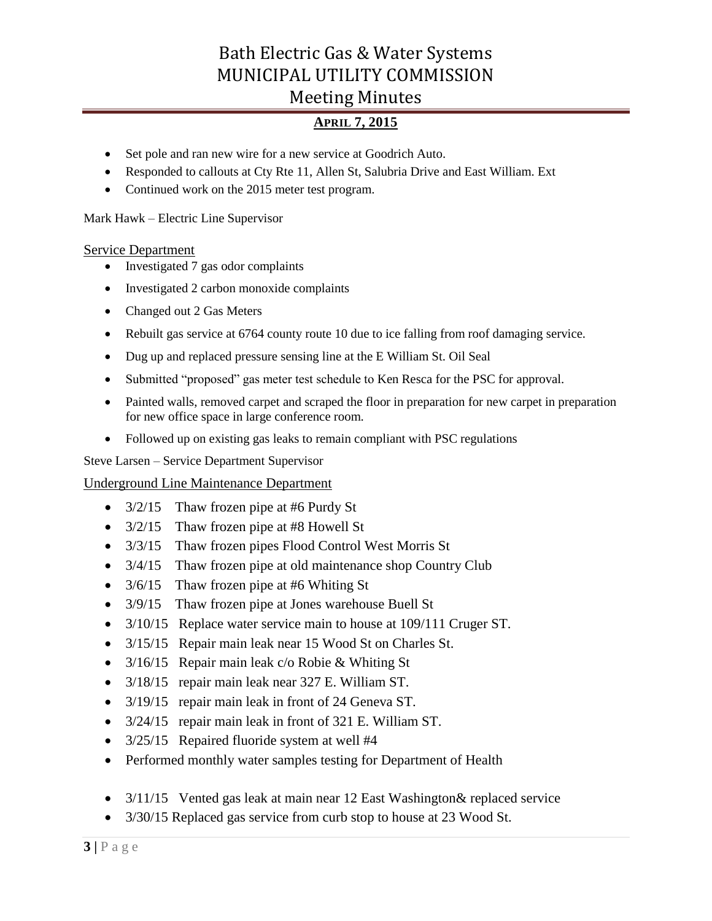- Set pole and ran new wire for a new service at Goodrich Auto.
- Responded to callouts at Cty Rte 11, Allen St, Salubria Drive and East William. Ext
- Continued work on the 2015 meter test program.

Mark Hawk – Electric Line Supervisor

## Service Department

- Investigated 7 gas odor complaints
- Investigated 2 carbon monoxide complaints
- Changed out 2 Gas Meters
- Rebuilt gas service at 6764 county route 10 due to ice falling from roof damaging service.
- Dug up and replaced pressure sensing line at the E William St. Oil Seal
- Submitted "proposed" gas meter test schedule to Ken Resca for the PSC for approval.
- Painted walls, removed carpet and scraped the floor in preparation for new carpet in preparation for new office space in large conference room.
- Followed up on existing gas leaks to remain compliant with PSC regulations

Steve Larsen – Service Department Supervisor

## Underground Line Maintenance Department

- 3/2/15 Thaw frozen pipe at #6 Purdy St
- 3/2/15 Thaw frozen pipe at #8 Howell St
- 3/3/15 Thaw frozen pipes Flood Control West Morris St
- 3/4/15 Thaw frozen pipe at old maintenance shop Country Club
- 3/6/15 Thaw frozen pipe at #6 Whiting St
- 3/9/15 Thaw frozen pipe at Jones warehouse Buell St
- 3/10/15 Replace water service main to house at 109/111 Cruger ST.
- 3/15/15 Repair main leak near 15 Wood St on Charles St.
- 3/16/15 Repair main leak c/o Robie & Whiting St
- 3/18/15 repair main leak near 327 E. William ST.
- 3/19/15 repair main leak in front of 24 Geneva ST.
- 3/24/15 repair main leak in front of 321 E. William ST.
- 3/25/15 Repaired fluoride system at well #4
- Performed monthly water samples testing for Department of Health

- 3/11/15 Vented gas leak at main near 12 East Washington& replaced service
- 3/30/15 Replaced gas service from curb stop to house at 23 Wood St.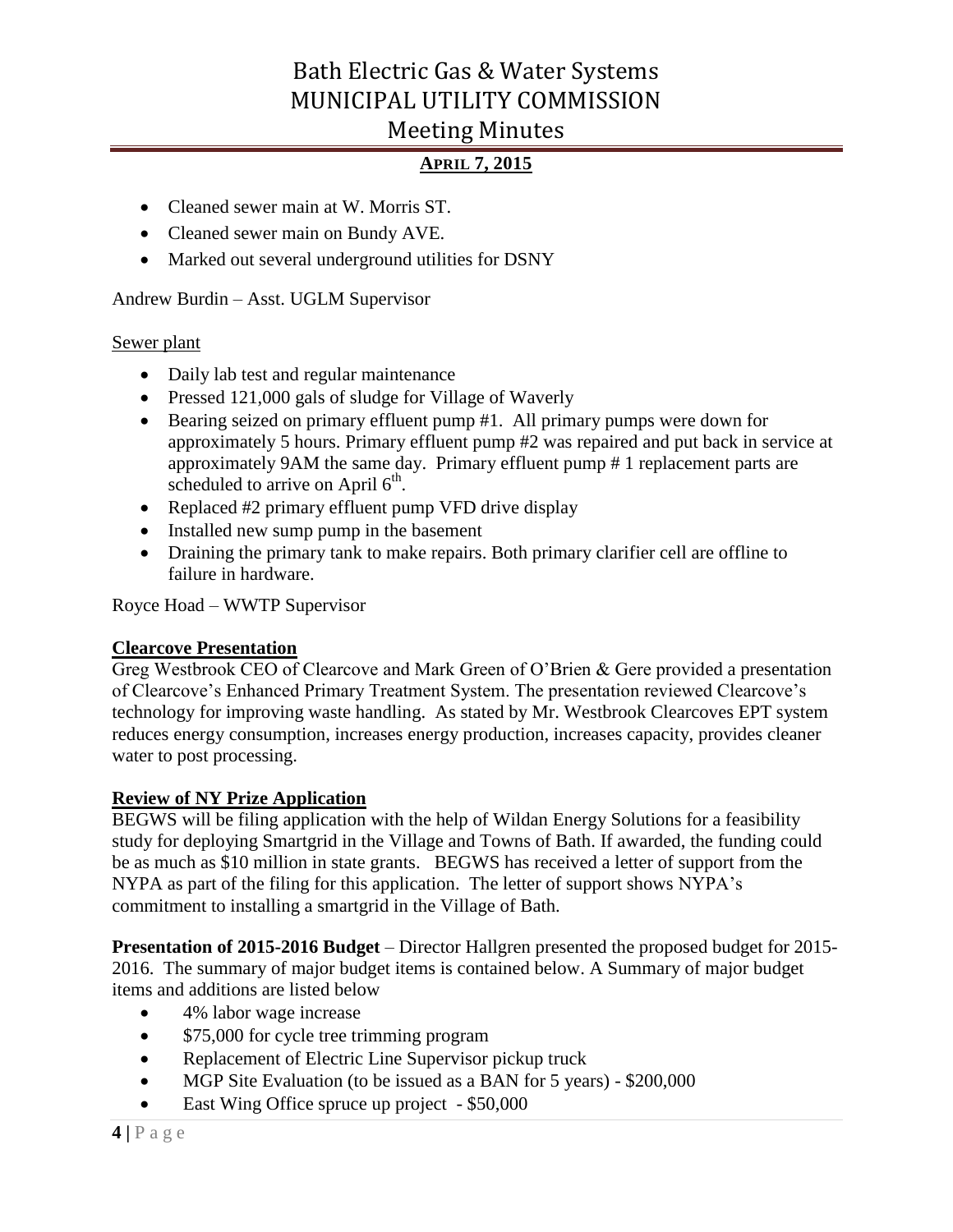- Cleaned sewer main at W. Morris ST.
- Cleaned sewer main on Bundy AVE.
- Marked out several underground utilities for DSNY

Andrew Burdin – Asst. UGLM Supervisor

Sewer plant

- Daily lab test and regular maintenance
- Pressed 121,000 gals of sludge for Village of Waverly
- Bearing seized on primary effluent pump #1. All primary pumps were down for approximately 5 hours. Primary effluent pump #2 was repaired and put back in service at approximately 9AM the same day. Primary effluent pump # 1 replacement parts are scheduled to arrive on April 6th.
- Replaced #2 primary effluent pump VFD drive display
- Installed new sump pump in the basement
- Draining the primary tank to make repairs. Both primary clarifier cell are offline to failure in hardware.

Royce Hoad – WWTP Supervisor

**Clearcove Presentation**

Greg Westbrook CEO of Clearcove and Mark Green of O'Brien & Gere provided a presentation of Clearcove's Enhanced Primary Treatment System. The presentation reviewed Clearcove's technology for improving waste handling. As stated by Mr. Westbrook Clearcoves EPT system reduces energy consumption, increases energy production, increases capacity, provides cleaner water to post processing.

**Review of NY Prize Application**

BEGWS will be filing application with the help of Wildan Energy Solutions for a feasibility study for deploying Smartgrid in the Village and Towns of Bath. If awarded, the funding could be as much as $10 million in state grants. BEGWS has received a letter of support from the NYPA as part of the filing for this application. The letter of support shows NYPA's commitment to installing a smartgrid in the Village of Bath.

**Presentation of 2015-2016 Budget** – Director Hallgren presented the proposed budget for 2015-2016. The summary of major budget items is contained below. A Summary of major budget items and additions are listed below

- 4% labor wage increase
- $75,000 for cycle tree trimming program
- Replacement of Electric Line Supervisor pickup truck
- MGP Site Evaluation (to be issued as a BAN for 5 years) - $200,000
- East Wing Office spruce up project - $50,000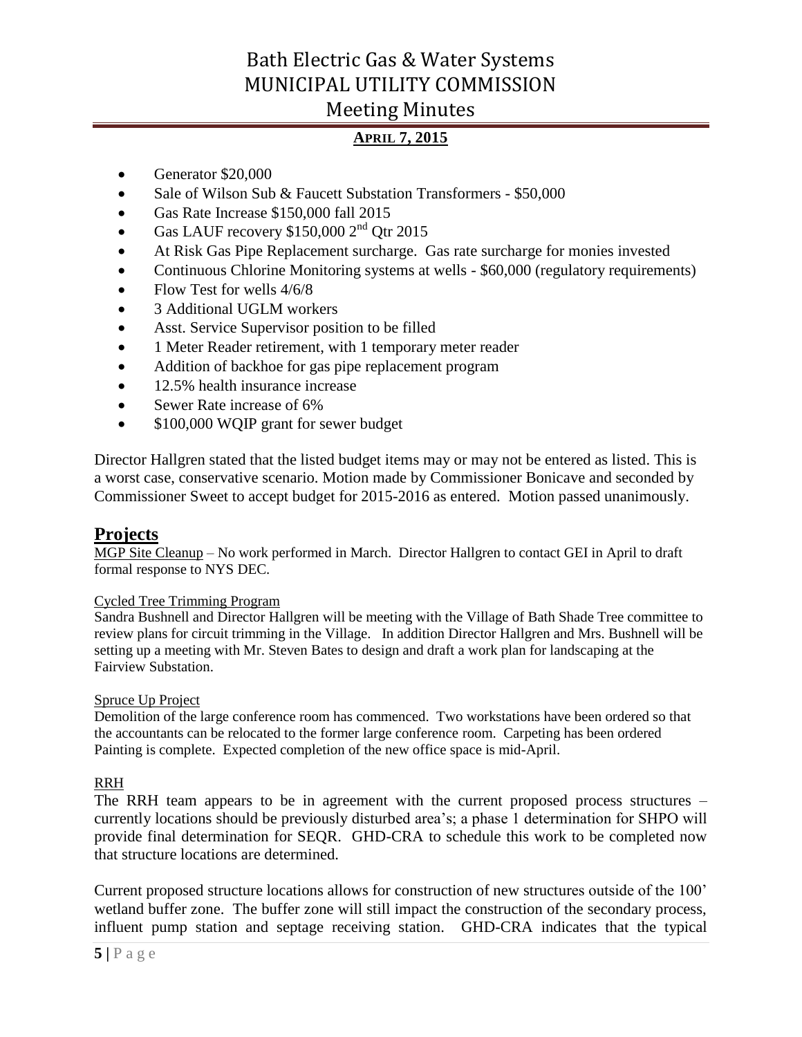- Generator $20,000
- Sale of Wilson Sub & Faucett Substation Transformers - $50,000
- Gas Rate Increase $150,000 fall 2015
- Gas LAUF recovery $150,000 2nd Qtr 2015
- At Risk Gas Pipe Replacement surcharge. Gas rate surcharge for monies invested
- Continuous Chlorine Monitoring systems at wells - $60,000 (regulatory requirements)
- Flow Test for wells 4/6/8
- 3 Additional UGLM workers
- Asst. Service Supervisor position to be filled
- 1 Meter Reader retirement, with 1 temporary meter reader
- Addition of backhoe for gas pipe replacement program
- 12.5% health insurance increase
- Sewer Rate increase of 6%
- $100,000 WQIP grant for sewer budget

Director Hallgren stated that the listed budget items may or may not be entered as listed. This is a worst case, conservative scenario. Motion made by Commissioner Bonicave and seconded by Commissioner Sweet to accept budget for 2015-2016 as entered. Motion passed unanimously.

## Projects

MGP Site Cleanup – No work performed in March. Director Hallgren to contact GEI in April to draft formal response to NYS DEC.

Cycled Tree Trimming Program

Sandra Bushnell and Director Hallgren will be meeting with the Village of Bath Shade Tree committee to review plans for circuit trimming in the Village. In addition Director Hallgren and Mrs. Bushnell will be setting up a meeting with Mr. Steven Bates to design and draft a work plan for landscaping at the Fairview Substation.

Spruce Up Project

Demolition of the large conference room has commenced. Two workstations have been ordered so that the accountants can be relocated to the former large conference room. Carpeting has been ordered Painting is complete. Expected completion of the new office space is mid-April.

RRH

The RRH team appears to be in agreement with the current proposed process structures – currently locations should be previously disturbed area's; a phase 1 determination for SHPO will provide final determination for SEQR. GHD-CRA to schedule this work to be completed now that structure locations are determined.

Current proposed structure locations allows for construction of new structures outside of the 100' wetland buffer zone. The buffer zone will still impact the construction of the secondary process, influent pump station and septage receiving station. GHD-CRA indicates that the typical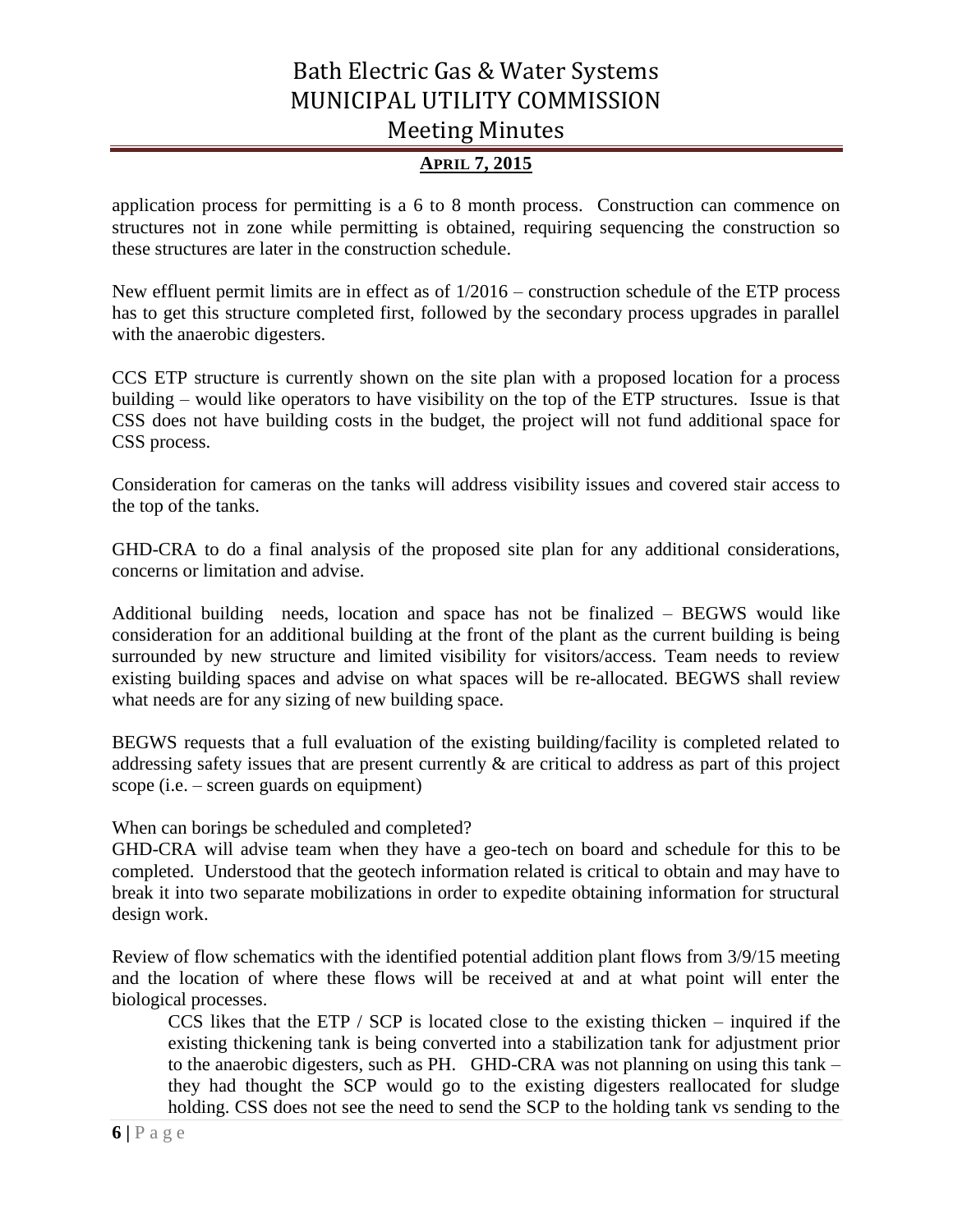application process for permitting is a 6 to 8 month process. Construction can commence on structures not in zone while permitting is obtained, requiring sequencing the construction so these structures are later in the construction schedule.

New effluent permit limits are in effect as of 1/2016 – construction schedule of the ETP process has to get this structure completed first, followed by the secondary process upgrades in parallel with the anaerobic digesters.

CCS ETP structure is currently shown on the site plan with a proposed location for a process building – would like operators to have visibility on the top of the ETP structures. Issue is that CSS does not have building costs in the budget, the project will not fund additional space for CSS process.

Consideration for cameras on the tanks will address visibility issues and covered stair access to the top of the tanks.

GHD-CRA to do a final analysis of the proposed site plan for any additional considerations, concerns or limitation and advise.

Additional building needs, location and space has not be finalized – BEGWS would like consideration for an additional building at the front of the plant as the current building is being surrounded by new structure and limited visibility for visitors/access. Team needs to review existing building spaces and advise on what spaces will be re-allocated. BEGWS shall review what needs are for any sizing of new building space.

BEGWS requests that a full evaluation of the existing building/facility is completed related to addressing safety issues that are present currently & are critical to address as part of this project scope (i.e. – screen guards on equipment)

When can borings be scheduled and completed?
GHD-CRA will advise team when they have a geo-tech on board and schedule for this to be completed. Understood that the geotech information related is critical to obtain and may have to break it into two separate mobilizations in order to expedite obtaining information for structural design work.

Review of flow schematics with the identified potential addition plant flows from 3/9/15 meeting and the location of where these flows will be received at and at what point will enter the biological processes.

> CCS likes that the ETP / SCP is located close to the existing thicken – inquired if the existing thickening tank is being converted into a stabilization tank for adjustment prior to the anaerobic digesters, such as PH. GHD-CRA was not planning on using this tank – they had thought the SCP would go to the existing digesters reallocated for sludge holding. CSS does not see the need to send the SCP to the holding tank vs sending to the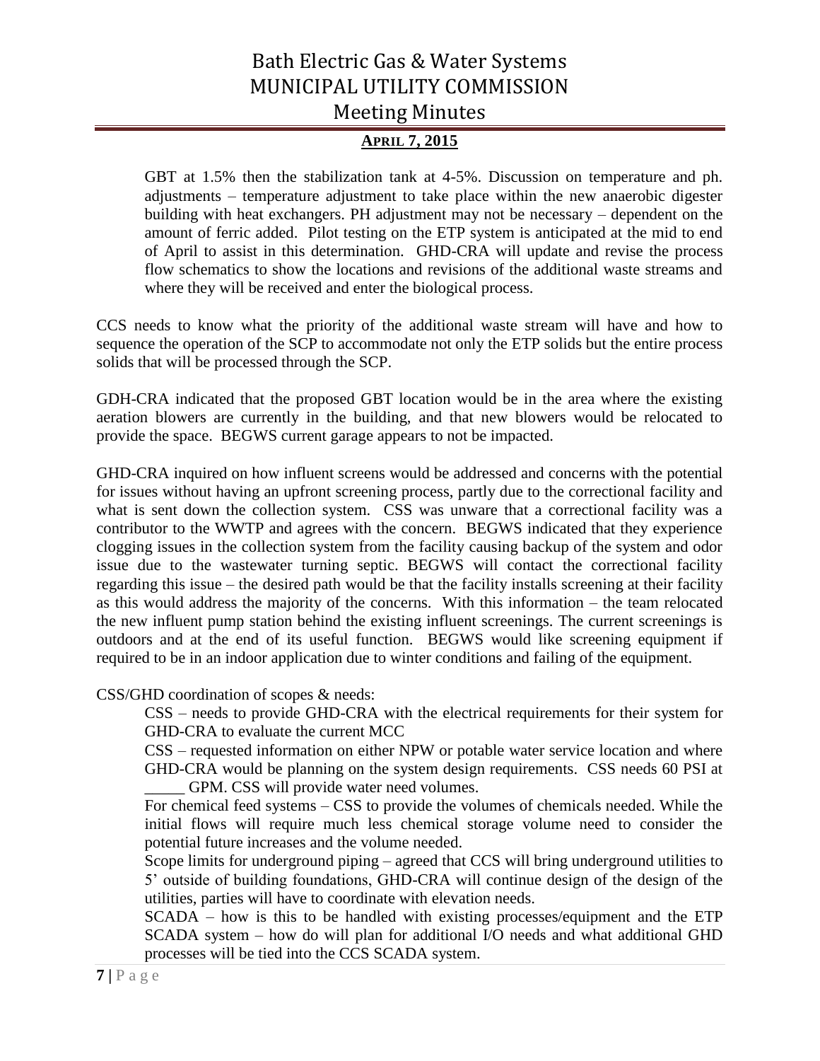GBT at 1.5% then the stabilization tank at 4-5%. Discussion on temperature and ph. adjustments – temperature adjustment to take place within the new anaerobic digester building with heat exchangers. PH adjustment may not be necessary – dependent on the amount of ferric added. Pilot testing on the ETP system is anticipated at the mid to end of April to assist in this determination. GHD-CRA will update and revise the process flow schematics to show the locations and revisions of the additional waste streams and where they will be received and enter the biological process.

CCS needs to know what the priority of the additional waste stream will have and how to sequence the operation of the SCP to accommodate not only the ETP solids but the entire process solids that will be processed through the SCP.

GDH-CRA indicated that the proposed GBT location would be in the area where the existing aeration blowers are currently in the building, and that new blowers would be relocated to provide the space. BEGWS current garage appears to not be impacted.

GHD-CRA inquired on how influent screens would be addressed and concerns with the potential for issues without having an upfront screening process, partly due to the correctional facility and what is sent down the collection system. CSS was unware that a correctional facility was a contributor to the WWTP and agrees with the concern. BEGWS indicated that they experience clogging issues in the collection system from the facility causing backup of the system and odor issue due to the wastewater turning septic. BEGWS will contact the correctional facility regarding this issue – the desired path would be that the facility installs screening at their facility as this would address the majority of the concerns. With this information – the team relocated the new influent pump station behind the existing influent screenings. The current screenings is outdoors and at the end of its useful function. BEGWS would like screening equipment if required to be in an indoor application due to winter conditions and failing of the equipment.

CSS/GHD coordination of scopes & needs:

CSS – needs to provide GHD-CRA with the electrical requirements for their system for GHD-CRA to evaluate the current MCC

CSS – requested information on either NPW or potable water service location and where GHD-CRA would be planning on the system design requirements. CSS needs 60 PSI at _____ GPM. CSS will provide water need volumes.

For chemical feed systems – CSS to provide the volumes of chemicals needed. While the initial flows will require much less chemical storage volume need to consider the potential future increases and the volume needed.

Scope limits for underground piping – agreed that CCS will bring underground utilities to 5' outside of building foundations, GHD-CRA will continue design of the design of the utilities, parties will have to coordinate with elevation needs.

SCADA – how is this to be handled with existing processes/equipment and the ETP SCADA system – how do will plan for additional I/O needs and what additional GHD processes will be tied into the CCS SCADA system.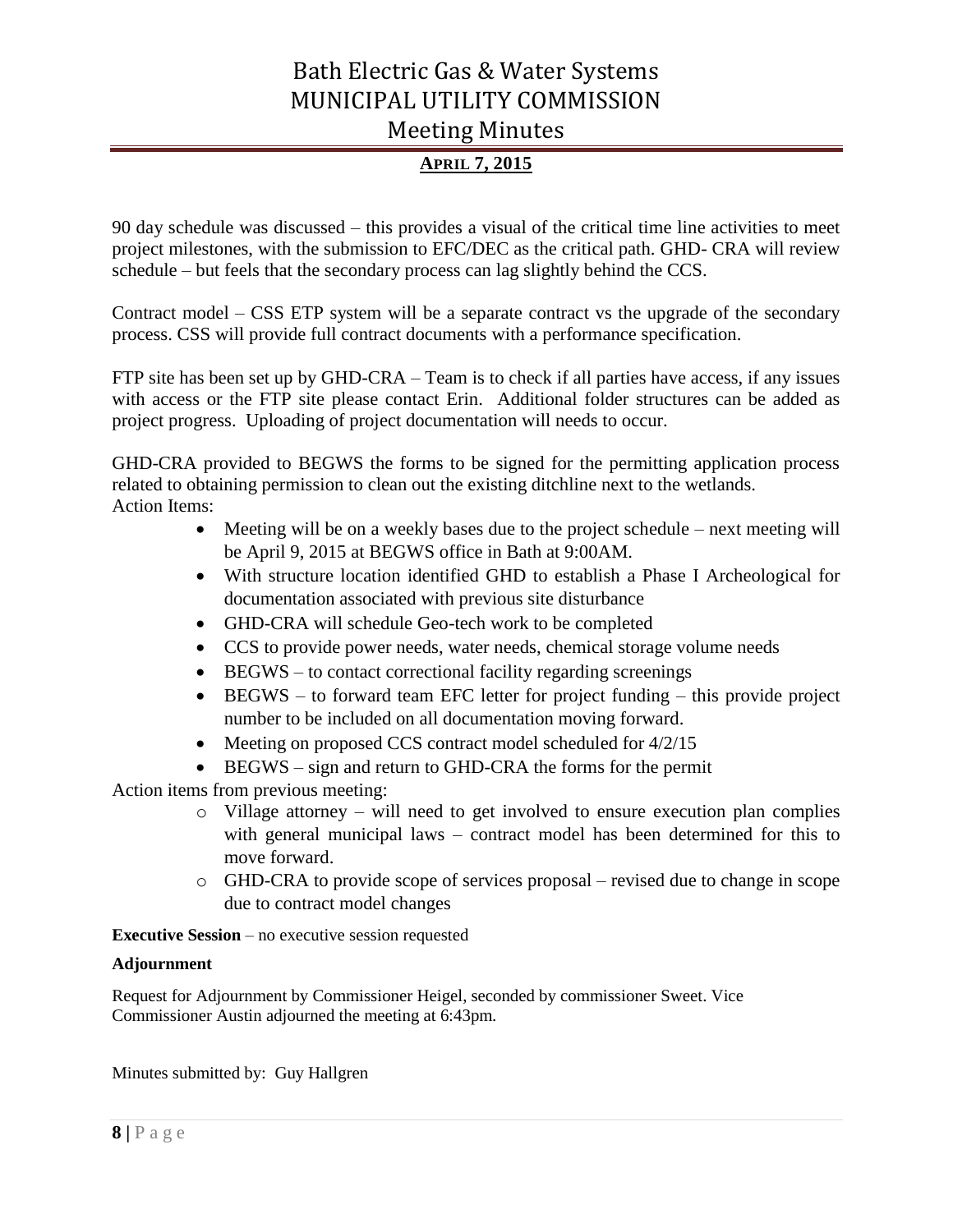90 day schedule was discussed – this provides a visual of the critical time line activities to meet project milestones, with the submission to EFC/DEC as the critical path. GHD- CRA will review schedule – but feels that the secondary process can lag slightly behind the CCS.

Contract model – CSS ETP system will be a separate contract vs the upgrade of the secondary process. CSS will provide full contract documents with a performance specification.

FTP site has been set up by GHD-CRA – Team is to check if all parties have access, if any issues with access or the FTP site please contact Erin. Additional folder structures can be added as project progress. Uploading of project documentation will needs to occur.

GHD-CRA provided to BEGWS the forms to be signed for the permitting application process related to obtaining permission to clean out the existing ditchline next to the wetlands.

Action Items:

- Meeting will be on a weekly bases due to the project schedule – next meeting will be April 9, 2015 at BEGWS office in Bath at 9:00AM.
- With structure location identified GHD to establish a Phase I Archeological for documentation associated with previous site disturbance
- GHD-CRA will schedule Geo-tech work to be completed
- CCS to provide power needs, water needs, chemical storage volume needs
- BEGWS – to contact correctional facility regarding screenings
- BEGWS – to forward team EFC letter for project funding – this provide project number to be included on all documentation moving forward.
- Meeting on proposed CCS contract model scheduled for 4/2/15
- BEGWS – sign and return to GHD-CRA the forms for the permit

Action items from previous meeting:

- Village attorney – will need to get involved to ensure execution plan complies with general municipal laws – contract model has been determined for this to move forward.
- GHD-CRA to provide scope of services proposal – revised due to change in scope due to contract model changes

**Executive Session** – no executive session requested

**Adjournment**

Request for Adjournment by Commissioner Heigel, seconded by commissioner Sweet. Vice Commissioner Austin adjourned the meeting at 6:43pm.

Minutes submitted by: Guy Hallgren